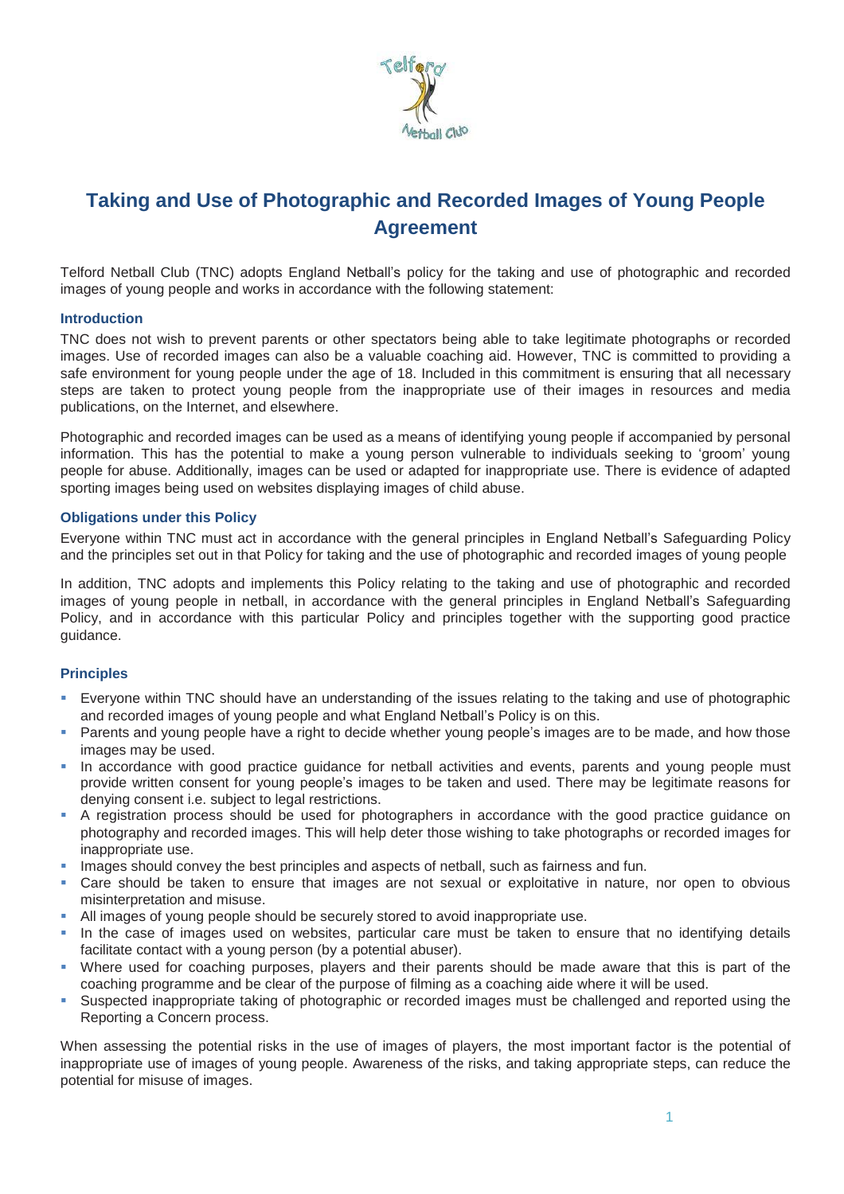# Taking and Use of Photographic and Recorded Images of Young People Agreement

Telford Netball Club (TNC) adopts England Netball's policy for the taking and use of photographic and recorded images of young people and works in accordance with the following statement:

### Introduction

TNC does not wish to prevent parents or other spectators being able to take legitimate photographs or recorded images. Use of recorded images can also be a valuable coaching aid. However, TNC is committed to providing a safe environment for young people under the age of 18. Included in this commitment is ensuring that all necessary steps are taken to protect young people from the inappropriate use of their images in resources and media publications, on the Internet, and elsewhere.

Photographic and recorded images can be used as a means of identifying young people if accompanied by personal information. This has the potential to make a young person vulnerable to individuals seeking to 'groom' young people for abuse. Additionally, images can be used or adapted for inappropriate use. There is evidence of adapted sporting images being used on websites displaying images of child abuse.

### Obligations under this Policy

Everyone within TNC must act in accordance with the general principles in England Netball's Safeguarding Policy and the principles set out in that Policy for taking and the use of photographic and recorded images of young people

In addition, TNC adopts and implements this Policy relating to the taking and use of photographic and recorded images of young people in netball, in accordance with the general principles in England Netball's Safeguarding Policy, and in accordance with this particular Policy and principles together with the supporting good practice guidance.

### Principles

- Everyone within TNC should have an understanding of the issues relating to the taking and use of photographic and recorded images of young people and what England Netball's Policy is on this.
- Parents and young people have a right to decide whether young people's images are to be made, and how those images may be used.
- In accordance with good practice guidance for netball activities and events, parents and young people must provide written consent for young people's images to be taken and used. There may be legitimate reasons for denying consent i.e. subject to legal restrictions.
- A registration process should be used for photographers in accordance with the good practice guidance on photography and recorded images. This will help deter those wishing to take photographs or recorded images for inappropriate use.
- Images should convey the best principles and aspects of netball, such as fairness and fun.
- Care should be taken to ensure that images are not sexual or exploitative in nature, nor open to obvious misinterpretation and misuse.
- All images of young people should be securely stored to avoid inappropriate use.
- In the case of images used on websites, particular care must be taken to ensure that no identifying details facilitate contact with a young person (by a potential abuser).
- Where used for coaching purposes, players and their parents should be made aware that this is part of the coaching programme and be clear of the purpose of filming as a coaching aide where it will be used.
- Suspected inappropriate taking of photographic or recorded images must be challenged and reported using the Reporting a Concern process.

When assessing the potential risks in the use of images of players, the most important factor is the potential of inappropriate use of images of young people. Awareness of the risks, and taking appropriate steps, can reduce the potential for misuse of images.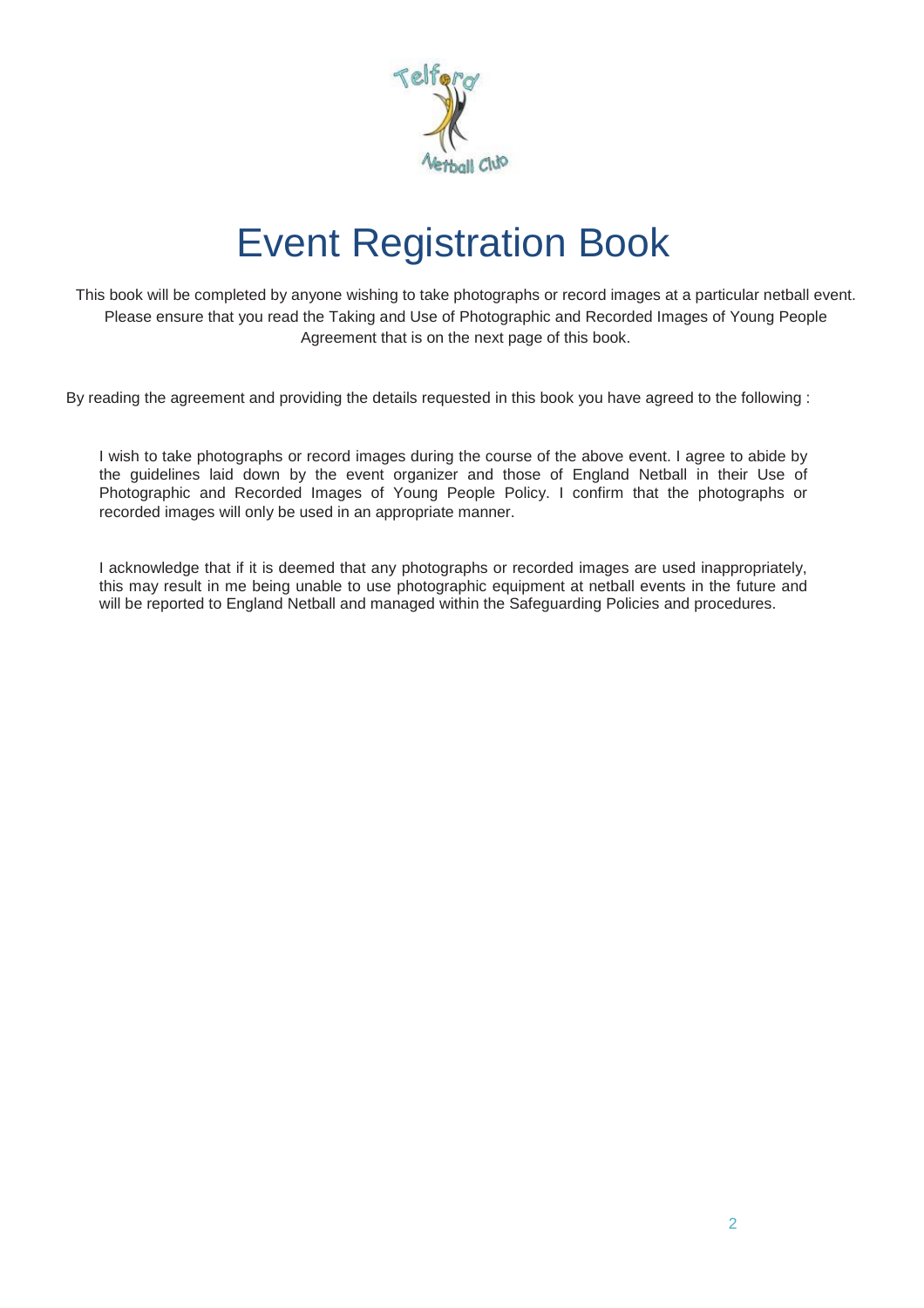# Event Registration Book

This book will be completed by anyone wishing to take photographs or record images at a particular netball event. Please ensure that you read the Taking and Use of Photographic and Recorded Images of Young People Agreement that is on the next page of this book.

By reading the agreement and providing the details requested in this book you have agreed to the following :

I wish to take photographs or record images during the course of the above event. I agree to abide by the guidelines laid down by the event organizer and those of England Netball in their Use of Photographic and Recorded Images of Young People Policy. I confirm that the photographs or recorded images will only be used in an appropriate manner.

I acknowledge that if it is deemed that any photographs or recorded images are used inappropriately, this may result in me being unable to use photographic equipment at netball events in the future and will be reported to England Netball and managed within the Safeguarding Policies and procedures.